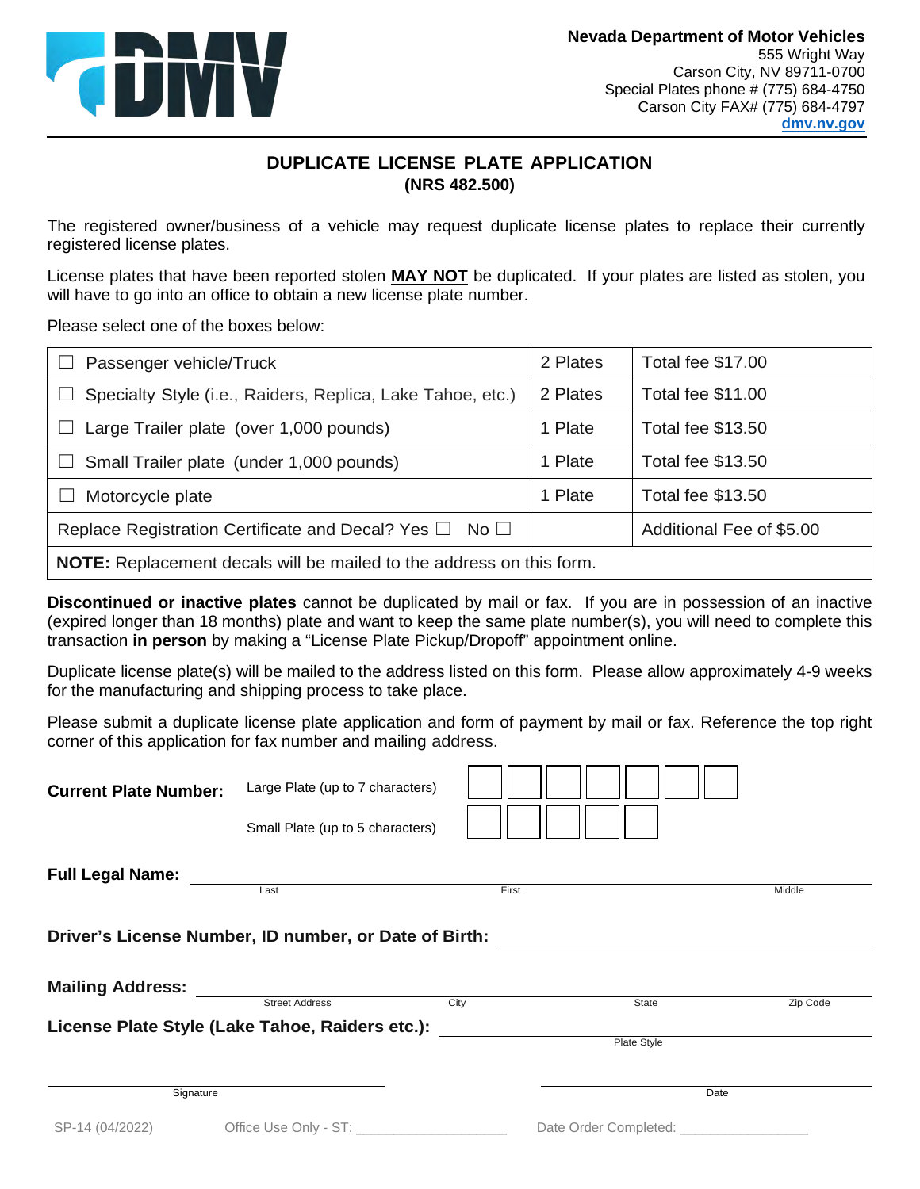Nevada Department of Motor Vehicles
555 Wright Way
Carson City, NV 89711-0700
Special Plates phone # (775) 684-4750
Carson City FAX# (775) 684-4797
dmv.nv.gov

# DUPLICATE LICENSE PLATE APPLICATION
## (NRS 482.500)

The registered owner/business of a vehicle may request duplicate license plates to replace their currently registered license plates.

License plates that have been reported stolen **MAY NOT** be duplicated. If your plates are listed as stolen, you will have to go into an office to obtain a new license plate number.

Please select one of the boxes below:

| | | |
|---|---|---|
| ☐ Passenger vehicle/Truck | 2 Plates | Total fee $17.00 |
| ☐ Specialty Style (i.e., Raiders, Replica, Lake Tahoe, etc.) | 2 Plates | Total fee $11.00 |
| ☐ Large Trailer plate (over 1,000 pounds) | 1 Plate | Total fee $13.50 |
| ☐ Small Trailer plate (under 1,000 pounds) | 1 Plate | Total fee $13.50 |
| ☐ Motorcycle plate | 1 Plate | Total fee $13.50 |
| Replace Registration Certificate and Decal? Yes ☐ No ☐ | | Additional Fee of $5.00 |
| **NOTE:** Replacement decals will be mailed to the address on this form. | | |

**Discontinued or inactive plates** cannot be duplicated by mail or fax. If you are in possession of an inactive (expired longer than 18 months) plate and want to keep the same plate number(s), you will need to complete this transaction **in person** by making a "License Plate Pickup/Dropoff" appointment online.

Duplicate license plate(s) will be mailed to the address listed on this form. Please allow approximately 4-9 weeks for the manufacturing and shipping process to take place.

Please submit a duplicate license plate application and form of payment by mail or fax. Reference the top right corner of this application for fax number and mailing address.

**Current Plate Number:** Large Plate (up to 7 characters) ☐☐☐☐☐☐☐

Small Plate (up to 5 characters) ☐☐☐☐☐

**Full Legal Name:** ______________________________
Last First Middle

**Driver's License Number, ID number, or Date of Birth:** ______________________________

**Mailing Address:** ______________________________
Street Address City State Zip Code

**License Plate Style (Lake Tahoe, Raiders etc.):** ______________________________
Plate Style

______________________________ ______________________________
Signature Date

SP-14 (04/2022) Office Use Only - ST: ____________________ Date Order Completed: _________________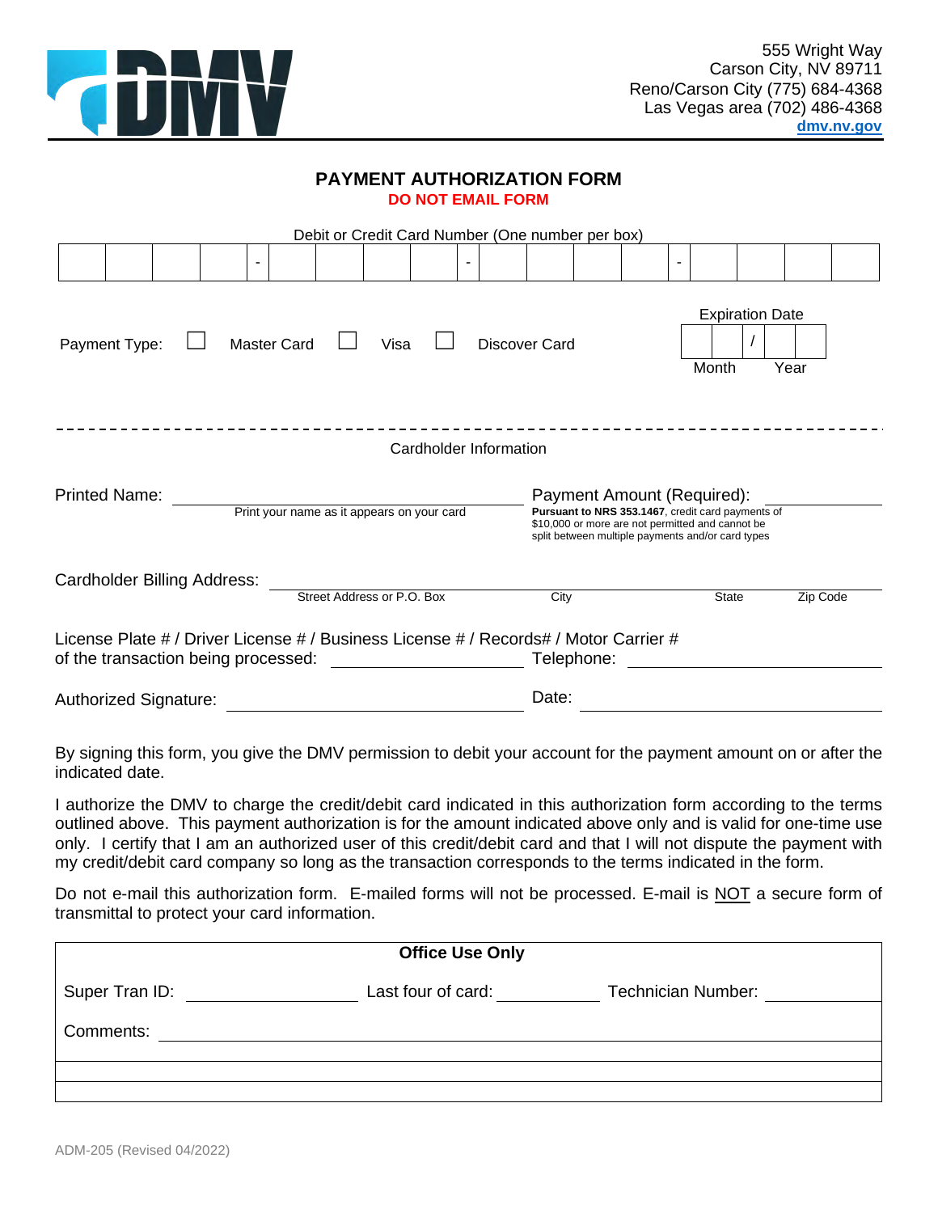DMV

555 Wright Way
Carson City, NV 89711
Reno/Carson City (775) 684-4368
Las Vegas area (702) 486-4368
dmv.nv.gov

# PAYMENT AUTHORIZATION FORM

**DO NOT EMAIL FORM**

Debit or Credit Card Number (One number per box)

| | | | | - | | | | | - | | | | | - | | | | |
|---|---|---|---|---|---|---|---|---|---|---|---|---|---|---|---|---|---|---|
| | | | | - | | | | | - | | | | | - | | | | |

Payment Type: ☐ Master Card ☐ Visa ☐ Discover Card

Expiration Date
\_\_ \_\_ / \_\_ \_\_
Month Year

---

Cardholder Information

Printed Name: \_\_\_\_\_\_\_\_\_\_\_\_\_\_\_\_\_\_\_\_
Print your name as it appears on your card

Payment Amount (Required): \_\_\_\_\_\_\_\_\_\_
**Pursuant to NRS 353.1467**, credit card payments of $10,000 or more are not permitted and cannot be split between multiple payments and/or card types

Cardholder Billing Address: \_\_\_\_\_\_\_\_\_\_\_\_\_\_\_\_\_\_\_\_
Street Address or P.O. Box City State Zip Code

License Plate # / Driver License # / Business License # / Records# / Motor Carrier # of the transaction being processed: \_\_\_\_\_\_\_\_\_\_ Telephone: \_\_\_\_\_\_\_\_\_\_

Authorized Signature: \_\_\_\_\_\_\_\_\_\_\_\_\_\_\_\_\_\_\_\_ Date: \_\_\_\_\_\_\_\_\_\_

By signing this form, you give the DMV permission to debit your account for the payment amount on or after the indicated date.

I authorize the DMV to charge the credit/debit card indicated in this authorization form according to the terms outlined above. This payment authorization is for the amount indicated above only and is valid for one-time use only. I certify that I am an authorized user of this credit/debit card and that I will not dispute the payment with my credit/debit card company so long as the transaction corresponds to the terms indicated in the form.

Do not e-mail this authorization form. E-mailed forms will not be processed. E-mail is NOT a secure form of transmittal to protect your card information.

**Office Use Only**

Super Tran ID: \_\_\_\_\_\_\_\_\_\_ Last four of card: \_\_\_\_\_\_\_\_\_\_ Technician Number: \_\_\_\_\_\_\_\_\_\_

Comments: \_\_\_\_\_\_\_\_\_\_\_\_\_\_\_\_\_\_\_\_

ADM-205 (Revised 04/2022)